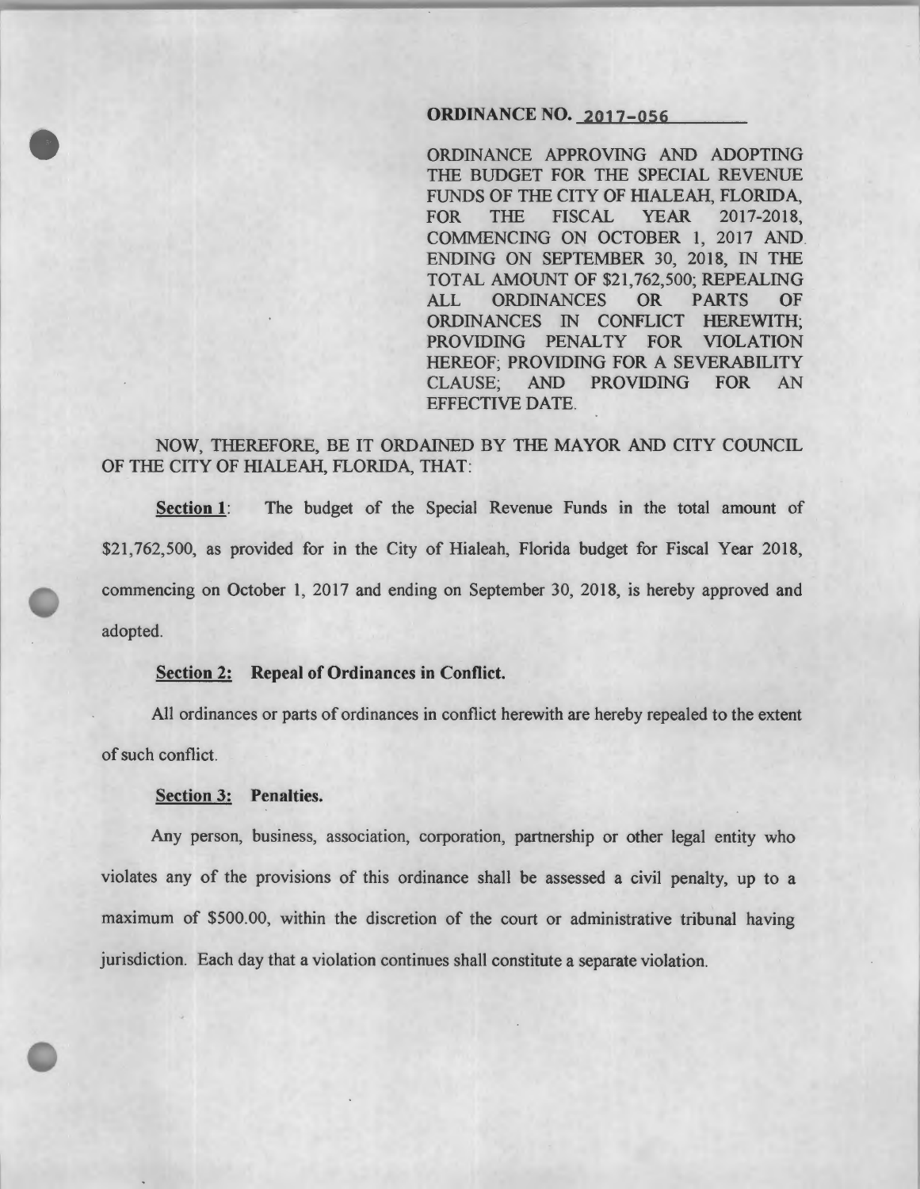**ORDINANCE NO. 2017-056**

ORDINANCE APPROVING AND ADOPTING THE BUDGET FOR THE SPECIAL REVENUE FUNDS OF THE CITY OF HIALEAH, FLORIDA, FOR THE FISCAL YEAR 2017-2018, COMMENCING ON OCTOBER 1, 2017 AND ENDING ON SEPTEMBER 30, 2018, IN THE TOTAL AMOUNT OF $21,762,500; REPEALING ALL ORDINANCES OR PARTS OF ORDINANCES IN CONFLICT HEREWITH; PROVIDING PENALTY FOR VIOLATION HEREOF; PROVIDING FOR A SEVERABILITY CLAUSE; AND PROVIDING FOR AN EFFECTIVE DATE.

NOW, THEREFORE, BE IT ORDAINED BY THE MAYOR AND CITY COUNCIL OF THE CITY OF HIALEAH, FLORIDA, THAT:

**Section 1**: The budget of the Special Revenue Funds in the total amount of $21,762,500, as provided for in the City of Hialeah, Florida budget for Fiscal Year 2018, commencing on October 1, 2017 and ending on September 30, 2018, is hereby approved and adopted.

**Section 2: Repeal of Ordinances in Conflict.**

All ordinances or parts of ordinances in conflict herewith are hereby repealed to the extent of such conflict.

**Section 3: Penalties.**

Any person, business, association, corporation, partnership or other legal entity who violates any of the provisions of this ordinance shall be assessed a civil penalty, up to a maximum of $500.00, within the discretion of the court or administrative tribunal having jurisdiction. Each day that a violation continues shall constitute a separate violation.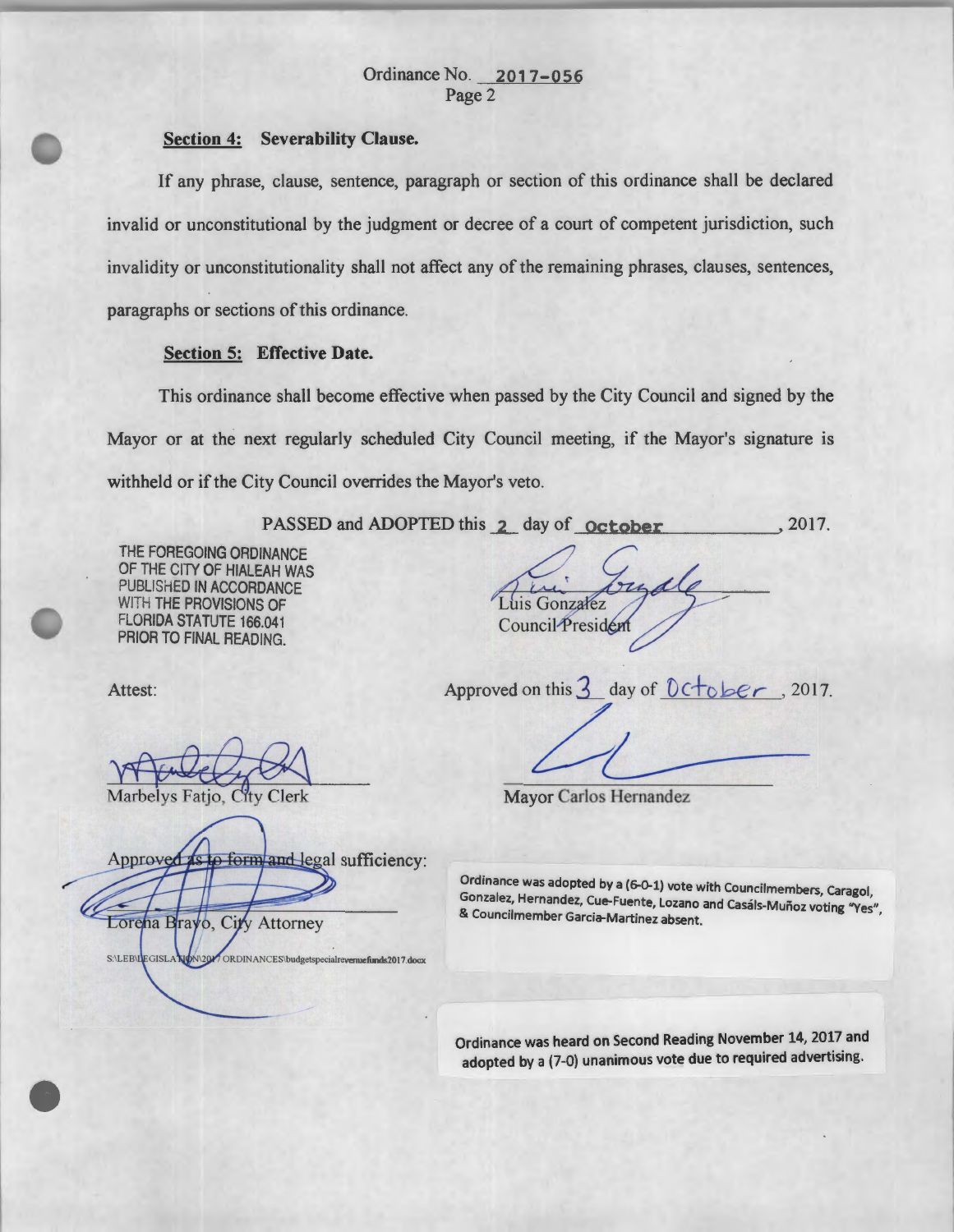Ordinance No. 2017-056
Page 2

**Section 4: Severability Clause.**

If any phrase, clause, sentence, paragraph or section of this ordinance shall be declared invalid or unconstitutional by the judgment or decree of a court of competent jurisdiction, such invalidity or unconstitutionality shall not affect any of the remaining phrases, clauses, sentences, paragraphs or sections of this ordinance.

**Section 5: Effective Date.**

This ordinance shall become effective when passed by the City Council and signed by the Mayor or at the next regularly scheduled City Council meeting, if the Mayor's signature is withheld or if the City Council overrides the Mayor's veto.

PASSED and ADOPTED this 2 day of October, 2017.

THE FOREGOING ORDINANCE OF THE CITY OF HIALEAH WAS PUBLISHED IN ACCORDANCE WITH THE PROVISIONS OF FLORIDA STATUTE 166.041 PRIOR TO FINAL READING.

Luis Gonzalez
Council President

Attest:

Approved on this 3 day of October, 2017.

Marbelys Fatjo, City Clerk

Mayor Carlos Hernandez

Approved as to form and legal sufficiency:

Lorena Bravo, City Attorney

S:\LEB\LEGISLATION\2017 ORDINANCES\budgetspecialrevenuefunds2017.docx

Ordinance was adopted by a (6-0-1) vote with Councilmembers, Caragol, Gonzalez, Hernandez, Cue-Fuente, Lozano and Casáls-Muñoz voting "Yes", & Councilmember Garcia-Martinez absent.

Ordinance was heard on Second Reading November 14, 2017 and adopted by a (7-0) unanimous vote due to required advertising.